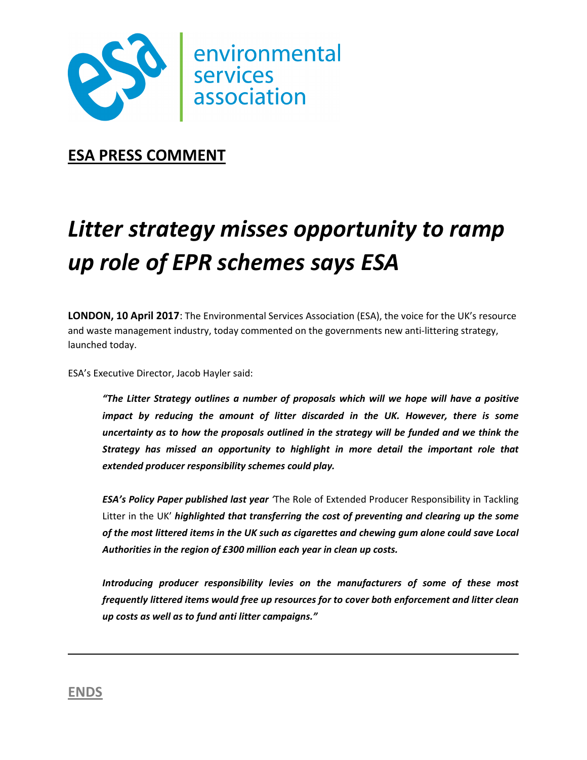environmental services association

**ESA PRESS COMMENT**

# *Litter strategy misses opportunity to ramp up role of EPR schemes says ESA*

**LONDON, 10 April 2017**: The Environmental Services Association (ESA), the voice for the UK's resource and waste management industry, today commented on the governments new anti-littering strategy, launched today.

ESA's Executive Director, Jacob Hayler said:

> ***"The Litter Strategy outlines a number of proposals which will we hope will have a positive impact by reducing the amount of litter discarded in the UK. However, there is some uncertainty as to how the proposals outlined in the strategy will be funded and we think the Strategy has missed an opportunity to highlight in more detail the important role that extended producer responsibility schemes could play.***
>
> ***ESA's Policy Paper published last year*** 'The Role of Extended Producer Responsibility in Tackling Litter in the UK' ***highlighted that transferring the cost of preventing and clearing up the some of the most littered items in the UK such as cigarettes and chewing gum alone could save Local Authorities in the region of £300 million each year in clean up costs.***
>
> ***Introducing producer responsibility levies on the manufacturers of some of these most frequently littered items would free up resources for to cover both enforcement and litter clean up costs as well as to fund anti litter campaigns."***

---

**ENDS**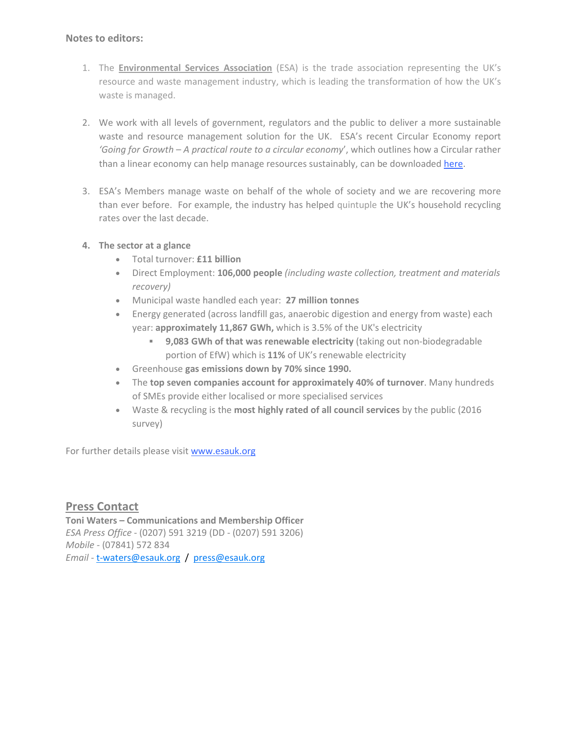**Notes to editors:**

1. The **Environmental Services Association** (ESA) is the trade association representing the UK's resource and waste management industry, which is leading the transformation of how the UK's waste is managed.

2. We work with all levels of government, regulators and the public to deliver a more sustainable waste and resource management solution for the UK. ESA's recent Circular Economy report *'Going for Growth – A practical route to a circular economy*', which outlines how a Circular rather than a linear economy can help manage resources sustainably, can be downloaded here.

3. ESA's Members manage waste on behalf of the whole of society and we are recovering more than ever before. For example, the industry has helped quintuple the UK's household recycling rates over the last decade.

4. **The sector at a glance**
   - Total turnover: **£11 billion**
   - Direct Employment: **106,000 people** *(including waste collection, treatment and materials recovery)*
   - Municipal waste handled each year: **27 million tonnes**
   - Energy generated (across landfill gas, anaerobic digestion and energy from waste) each year: **approximately 11,867 GWh,** which is 3.5% of the UK's electricity
     - **9,083 GWh of that was renewable electricity** (taking out non-biodegradable portion of EfW) which is **11%** of UK's renewable electricity
   - Greenhouse **gas emissions down by 70% since 1990.**
   - The **top seven companies account for approximately 40% of turnover**. Many hundreds of SMEs provide either localised or more specialised services
   - Waste & recycling is the **most highly rated of all council services** by the public (2016 survey)

For further details please visit www.esauk.org

## Press Contact

**Toni Waters – Communications and Membership Officer**
*ESA Press Office* - (0207) 591 3219 (DD - (0207) 591 3206)
*Mobile* - (07841) 572 834
*Email* - t-waters@esauk.org / press@esauk.org